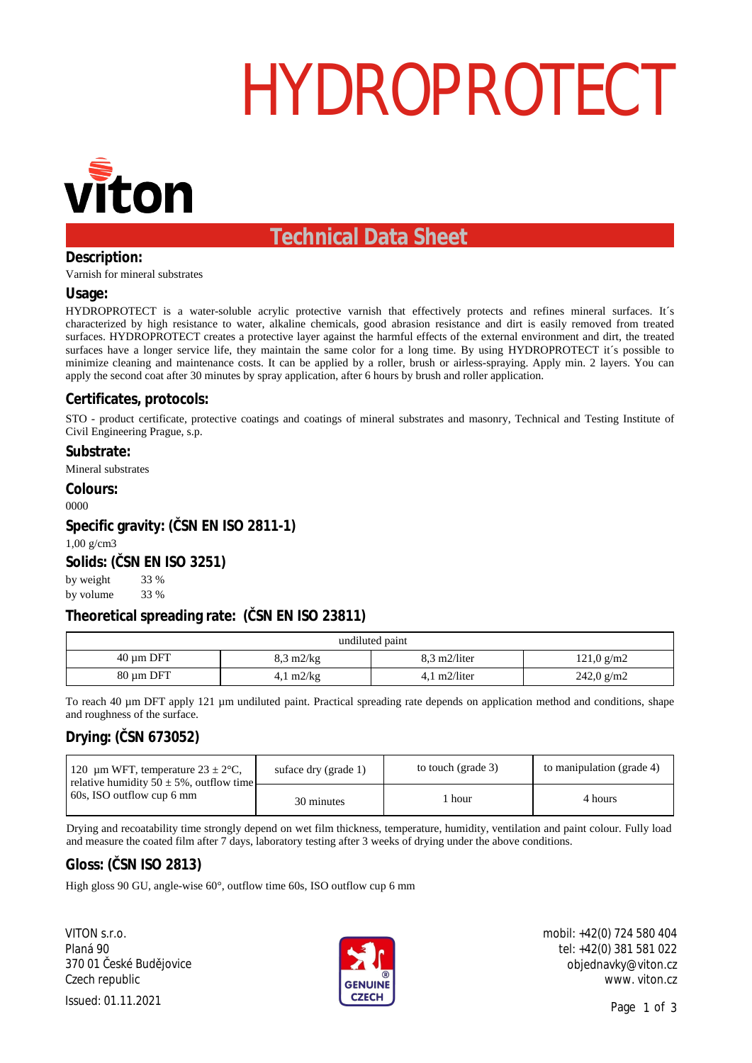# HYDROPROTECT

viton

## Technical Data Sheet

### Description:

Varnish for mineral substrates

### Usage:

HYDROPROTECT is a water-soluble acrylic protective varnish that effectively protects and refines mineral surfaces. It´s characterized by high resistance to water, alkaline chemicals, good abrasion resistance and dirt is easily removed from treated surfaces. HYDROPROTECT creates a protective layer against the harmful effects of the external environment and dirt, the treated surfaces have a longer service life, they maintain the same color for a long time. By using HYDROPROTECT it´s possible to minimize cleaning and maintenance costs. It can be applied by a roller, brush or airless-spraying. Apply min. 2 layers. You can apply the second coat after 30 minutes by spray application, after 6 hours by brush and roller application.

### Certificates, protocols:

STO - product certificate, protective coatings and coatings of mineral substrates and masonry, Technical and Testing Institute of Civil Engineering Prague, s.p.

### Substrate:

Mineral substrates

### Colours:

0000

### Specific gravity: (ČSN EN ISO 2811-1)

1,00 g/cm3

### Solids: (ČSN EN ISO 3251)

by weight 33 %
by volume 33 %

### Theoretical spreading rate: (ČSN EN ISO 23811)

| undiluted paint | | | |
|---|---|---|---|
| 40 µm DFT | 8,3 m2/kg | 8,3 m2/liter | 121,0 g/m2 |
| 80 µm DFT | 4,1 m2/kg | 4,1 m2/liter | 242,0 g/m2 |

To reach 40 µm DFT apply 121 µm undiluted paint. Practical spreading rate depends on application method and conditions, shape and roughness of the surface.

### Drying: (ČSN 673052)

| 120 µm WFT, temperature 23 ± 2°C, relative humidity 50 ± 5%, outflow time 60s, ISO outflow cup 6 mm | suface dry (grade 1) | to touch (grade 3) | to manipulation (grade 4) |
|---|---|---|---|
| | 30 minutes | 1 hour | 4 hours |

Drying and recoatability time strongly depend on wet film thickness, temperature, humidity, ventilation and paint colour. Fully load and measure the coated film after 7 days, laboratory testing after 3 weeks of drying under the above conditions.

### Gloss: (ČSN ISO 2813)

High gloss 90 GU, angle-wise 60°, outflow time 60s, ISO outflow cup 6 mm

VITON s.r.o.
Planá 90
370 01 České Budějovice
Czech republic
Issued: 01.11.2021

GENUINE CZECH

mobil: +42(0) 724 580 404
tel: +42(0) 381 581 022
objednavky@viton.cz
www. viton.cz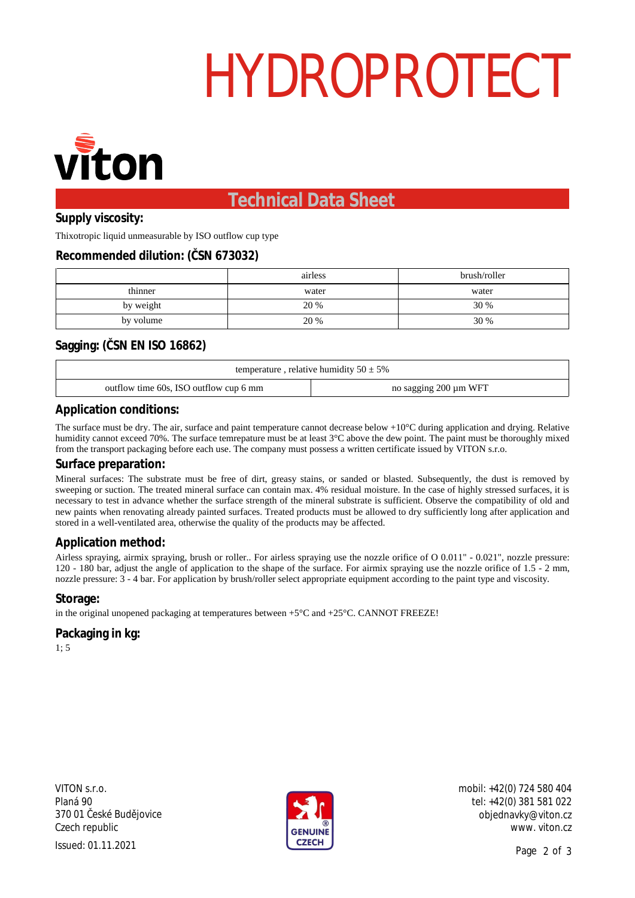# HYDROPROTECT

viton

## Technical Data Sheet

### Supply viscosity:

Thixotropic liquid unmeasurable by ISO outflow cup type

### Recommended dilution: (ČSN 673032)

| | airless | brush/roller |
|---|---|---|
| thinner | water | water |
| by weight | 20 % | 30 % |
| by volume | 20 % | 30 % |

### Sagging: (ČSN EN ISO 16862)

| temperature , relative humidity 50 ± 5% | |
|---|---|
| outflow time 60s, ISO outflow cup 6 mm | no sagging 200 µm WFT |

### Application conditions:

The surface must be dry. The air, surface and paint temperature cannot decrease below +10°C during application and drying. Relative humidity cannot exceed 70%. The surface temrepature must be at least 3°C above the dew point. The paint must be thoroughly mixed from the transport packaging before each use. The company must possess a written certificate issued by VITON s.r.o.

### Surface preparation:

Mineral surfaces: The substrate must be free of dirt, greasy stains, or sanded or blasted. Subsequently, the dust is removed by sweeping or suction. The treated mineral surface can contain max. 4% residual moisture. In the case of highly stressed surfaces, it is necessary to test in advance whether the surface strength of the mineral substrate is sufficient. Observe the compatibility of old and new paints when renovating already painted surfaces. Treated products must be allowed to dry sufficiently long after application and stored in a well-ventilated area, otherwise the quality of the products may be affected.

### Application method:

Airless spraying, airmix spraying, brush or roller.. For airless spraying use the nozzle orifice of O 0.011" - 0.021", nozzle pressure: 120 - 180 bar, adjust the angle of application to the shape of the surface. For airmix spraying use the nozzle orifice of 1.5 - 2 mm, nozzle pressure: 3 - 4 bar. For application by brush/roller select appropriate equipment according to the paint type and viscosity.

### Storage:

in the original unopened packaging at temperatures between +5°C and +25°C. CANNOT FREEZE!

### Packaging in kg:

1; 5

VITON s.r.o.
Planá 90
370 01 České Budějovice
Czech republic

Issued: 01.11.2021

GENUINE CZECH

mobil: +42(0) 724 580 404
tel: +42(0) 381 581 022
objednavky@viton.cz
www. viton.cz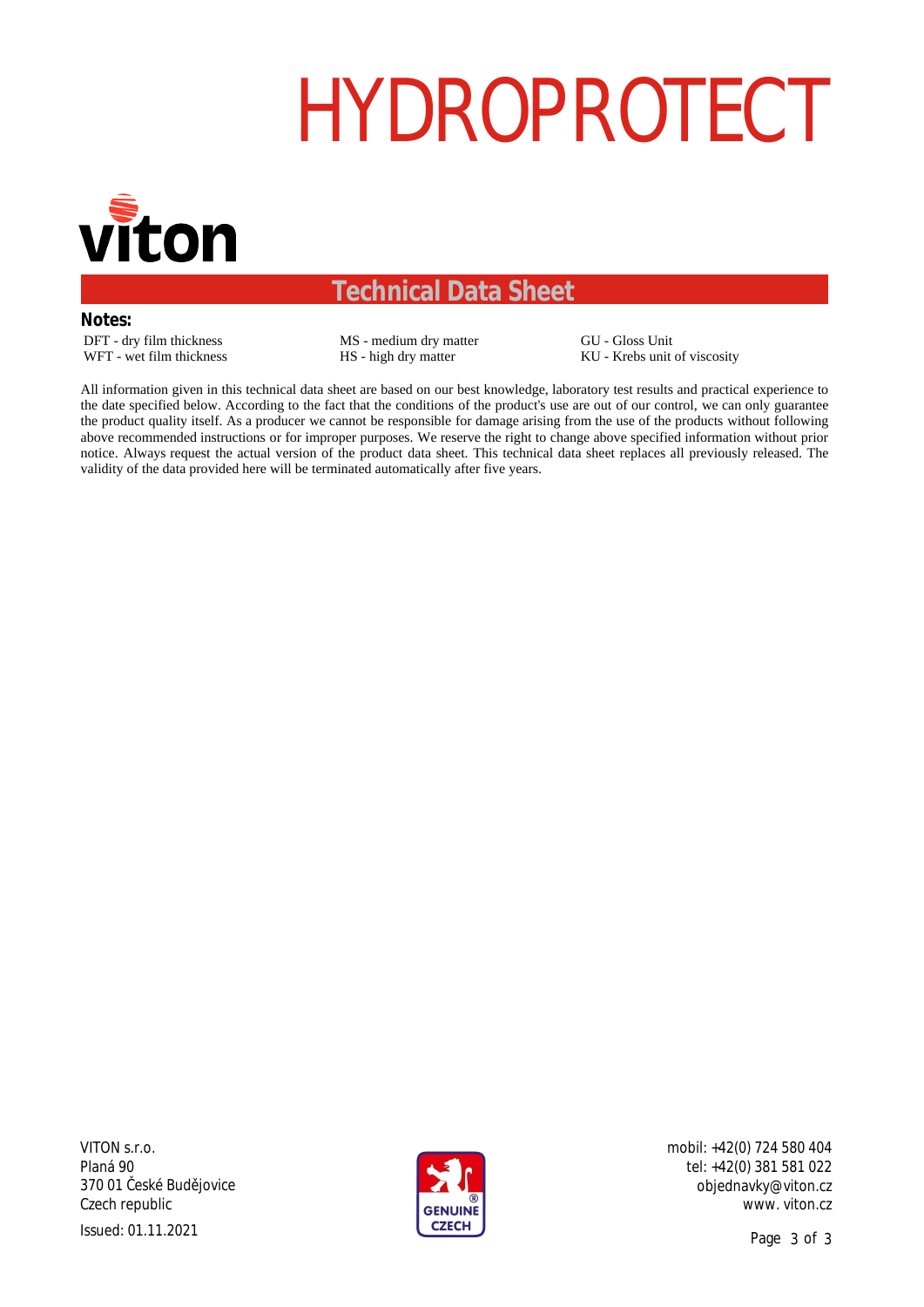# HYDROPROTECT

## Technical Data Sheet

**Notes:**

DFT - dry film thickness
WFT - wet film thickness

MS - medium dry matter
HS - high dry matter

GU - Gloss Unit
KU - Krebs unit of viscosity

All information given in this technical data sheet are based on our best knowledge, laboratory test results and practical experience to the date specified below. According to the fact that the conditions of the product's use are out of our control, we can only guarantee the product quality itself. As a producer we cannot be responsible for damage arising from the use of the products without following above recommended instructions or for improper purposes. We reserve the right to change above specified information without prior notice. Always request the actual version of the product data sheet. This technical data sheet replaces all previously released. The validity of the data provided here will be terminated automatically after five years.

VITON s.r.o.
Planá 90
370 01 České Budějovice
Czech republic

Issued: 01.11.2021

mobil: +42(0) 724 580 404
tel: +42(0) 381 581 022
objednavky@viton.cz
www. viton.cz